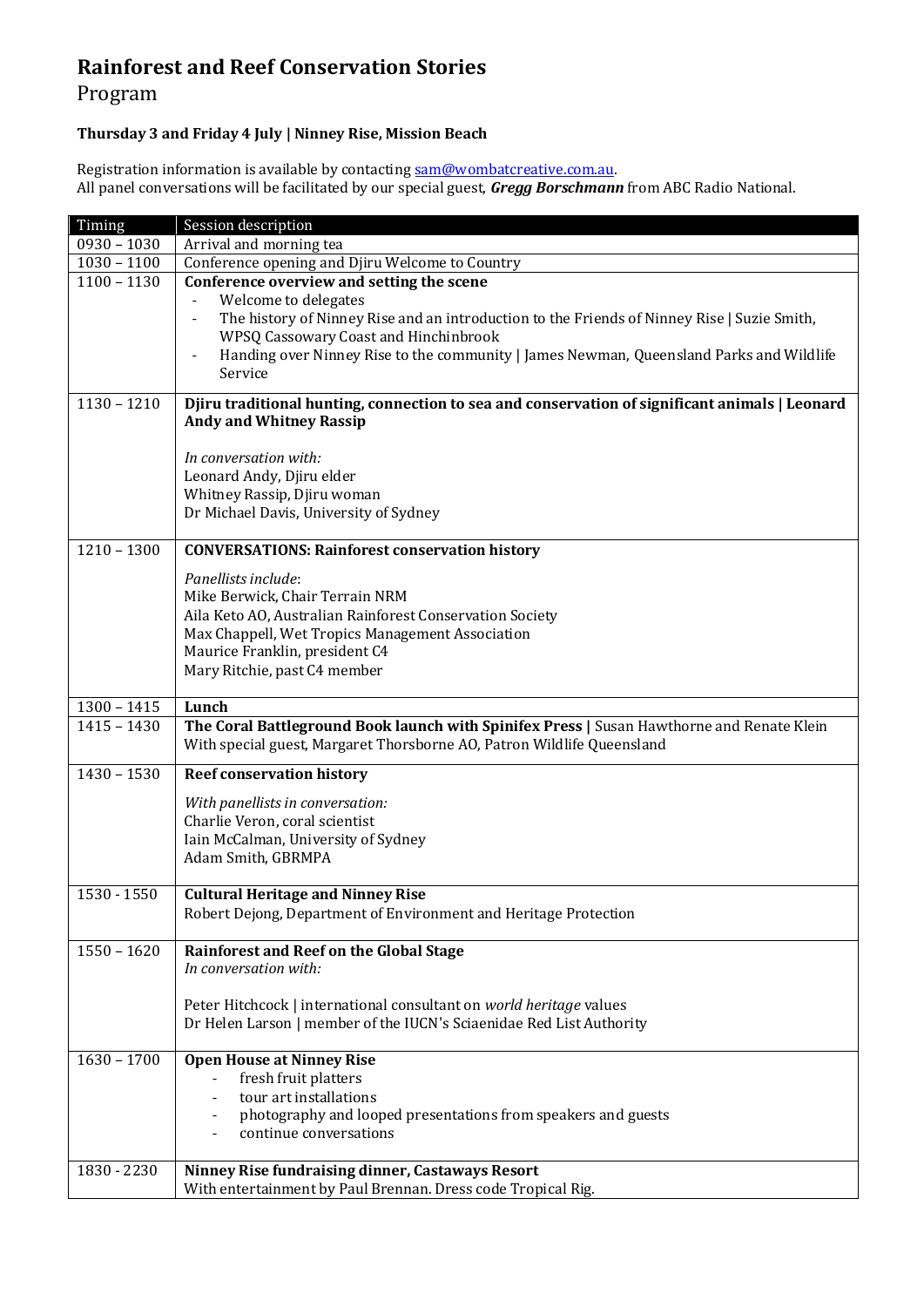# Rainforest and Reef Conservation Stories

## Program

**Thursday 3 and Friday 4 July | Ninney Rise, Mission Beach**

Registration information is available by contacting sam@wombatcreative.com.au.
All panel conversations will be facilitated by our special guest, ***Gregg Borschmann*** from ABC Radio National.

| Timing | Session description |
|---|---|
| 0930 – 1030 | Arrival and morning tea |
| 1030 – 1100 | Conference opening and Djiru Welcome to Country |
| 1100 – 1130 | **Conference overview and setting the scene**<br>- Welcome to delegates<br>- The history of Ninney Rise and an introduction to the Friends of Ninney Rise \| Suzie Smith, WPSQ Cassowary Coast and Hinchinbrook<br>- Handing over Ninney Rise to the community \| James Newman, Queensland Parks and Wildlife Service |
| 1130 – 1210 | **Djiru traditional hunting, connection to sea and conservation of significant animals \| Leonard Andy and Whitney Rassip**<br><br>*In conversation with:*<br>Leonard Andy, Djiru elder<br>Whitney Rassip, Djiru woman<br>Dr Michael Davis, University of Sydney |
| 1210 – 1300 | **CONVERSATIONS: Rainforest conservation history**<br><br>*Panellists include*:<br>Mike Berwick, Chair Terrain NRM<br>Aila Keto AO, Australian Rainforest Conservation Society<br>Max Chappell, Wet Tropics Management Association<br>Maurice Franklin, president C4<br>Mary Ritchie, past C4 member |
| 1300 – 1415 | **Lunch** |
| 1415 – 1430 | **The Coral Battleground Book launch with Spinifex Press \|** Susan Hawthorne and Renate Klein<br>With special guest, Margaret Thorsborne AO, Patron Wildlife Queensland |
| 1430 – 1530 | **Reef conservation history**<br><br>*With panellists in conversation:*<br>Charlie Veron, coral scientist<br>Iain McCalman, University of Sydney<br>Adam Smith, GBRMPA |
| 1530 - 1550 | **Cultural Heritage and Ninney Rise**<br>Robert Dejong, Department of Environment and Heritage Protection |
| 1550 – 1620 | **Rainforest and Reef on the Global Stage**<br>*In conversation with:*<br><br>Peter Hitchcock \| international consultant on *world heritage* values<br>Dr Helen Larson \| member of the IUCN's Sciaenidae Red List Authority |
| 1630 – 1700 | **Open House at Ninney Rise**<br>- fresh fruit platters<br>- tour art installations<br>- photography and looped presentations from speakers and guests<br>- continue conversations |
| 1830 - 2230 | **Ninney Rise fundraising dinner, Castaways Resort**<br>With entertainment by Paul Brennan. Dress code Tropical Rig. |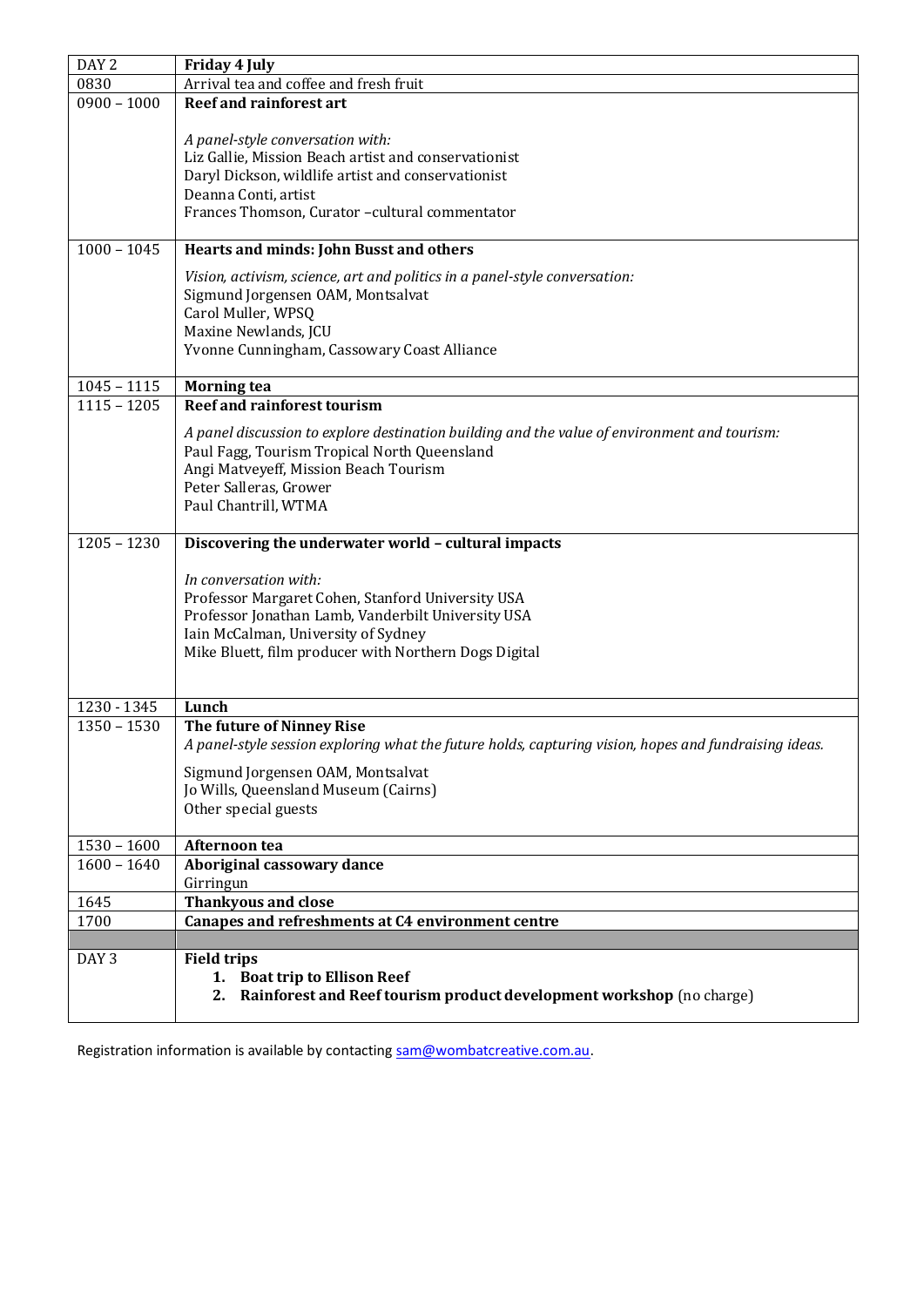| DAY 2 | **Friday 4 July** |
| --- | --- |
| 0830 | Arrival tea and coffee and fresh fruit |
| 0900 – 1000 | **Reef and rainforest art**<br><br>*A panel-style conversation with:*<br>Liz Gallie, Mission Beach artist and conservationist<br>Daryl Dickson, wildlife artist and conservationist<br>Deanna Conti, artist<br>Frances Thomson, Curator –cultural commentator |
| 1000 – 1045 | **Hearts and minds: John Busst and others**<br><br>*Vision, activism, science, art and politics in a panel-style conversation:*<br>Sigmund Jorgensen OAM, Montsalvat<br>Carol Muller, WPSQ<br>Maxine Newlands, JCU<br>Yvonne Cunningham, Cassowary Coast Alliance |
| 1045 – 1115 | **Morning tea** |
| 1115 – 1205 | **Reef and rainforest tourism**<br><br>*A panel discussion to explore destination building and the value of environment and tourism:*<br>Paul Fagg, Tourism Tropical North Queensland<br>Angi Matveyeff, Mission Beach Tourism<br>Peter Salleras, Grower<br>Paul Chantrill, WTMA |
| 1205 – 1230 | **Discovering the underwater world – cultural impacts**<br><br>*In conversation with:*<br>Professor Margaret Cohen, Stanford University USA<br>Professor Jonathan Lamb, Vanderbilt University USA<br>Iain McCalman, University of Sydney<br>Mike Bluett, film producer with Northern Dogs Digital |
| 1230 - 1345 | **Lunch** |
| 1350 – 1530 | **The future of Ninney Rise**<br>*A panel-style session exploring what the future holds, capturing vision, hopes and fundraising ideas.*<br><br>Sigmund Jorgensen OAM, Montsalvat<br>Jo Wills, Queensland Museum (Cairns)<br>Other special guests |
| 1530 – 1600 | **Afternoon tea** |
| 1600 – 1640 | **Aboriginal cassowary dance**<br>Girringun |
| 1645 | **Thankyous and close** |
| 1700 | **Canapes and refreshments at C4 environment centre** |
| | |
| DAY 3 | **Field trips**<br>1. **Boat trip to Ellison Reef**<br>2. **Rainforest and Reef tourism product development workshop** (no charge) |

Registration information is available by contacting sam@wombatcreative.com.au.